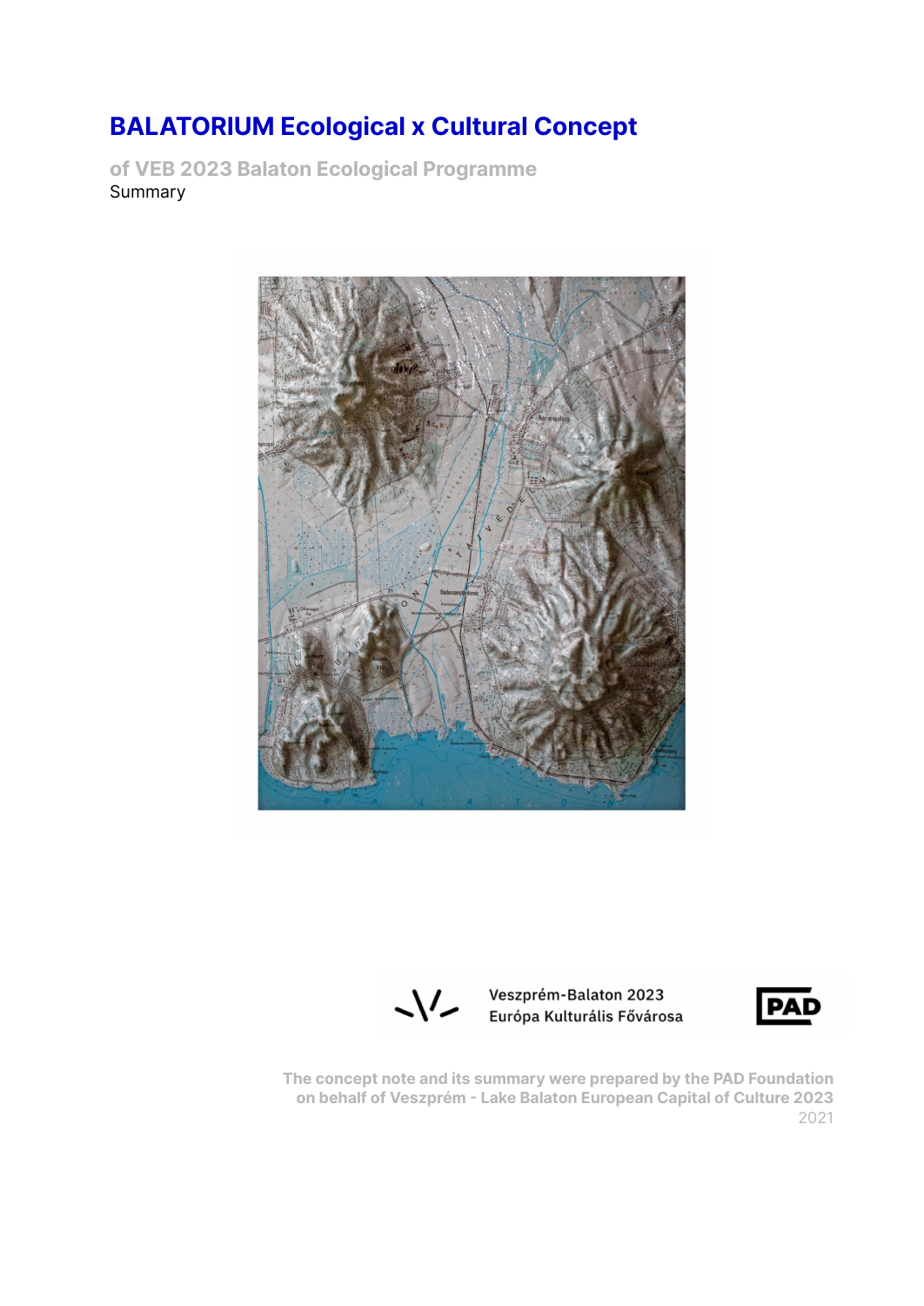# BALATORIUM Ecological x Cultural Concept

## of VEB 2023 Balaton Ecological Programme

Summary

Veszprém-Balaton 2023
Európa Kulturális Fővárosa

PAD

The concept note and its summary were prepared by the PAD Foundation on behalf of Veszprém - Lake Balaton European Capital of Culture 2023

2021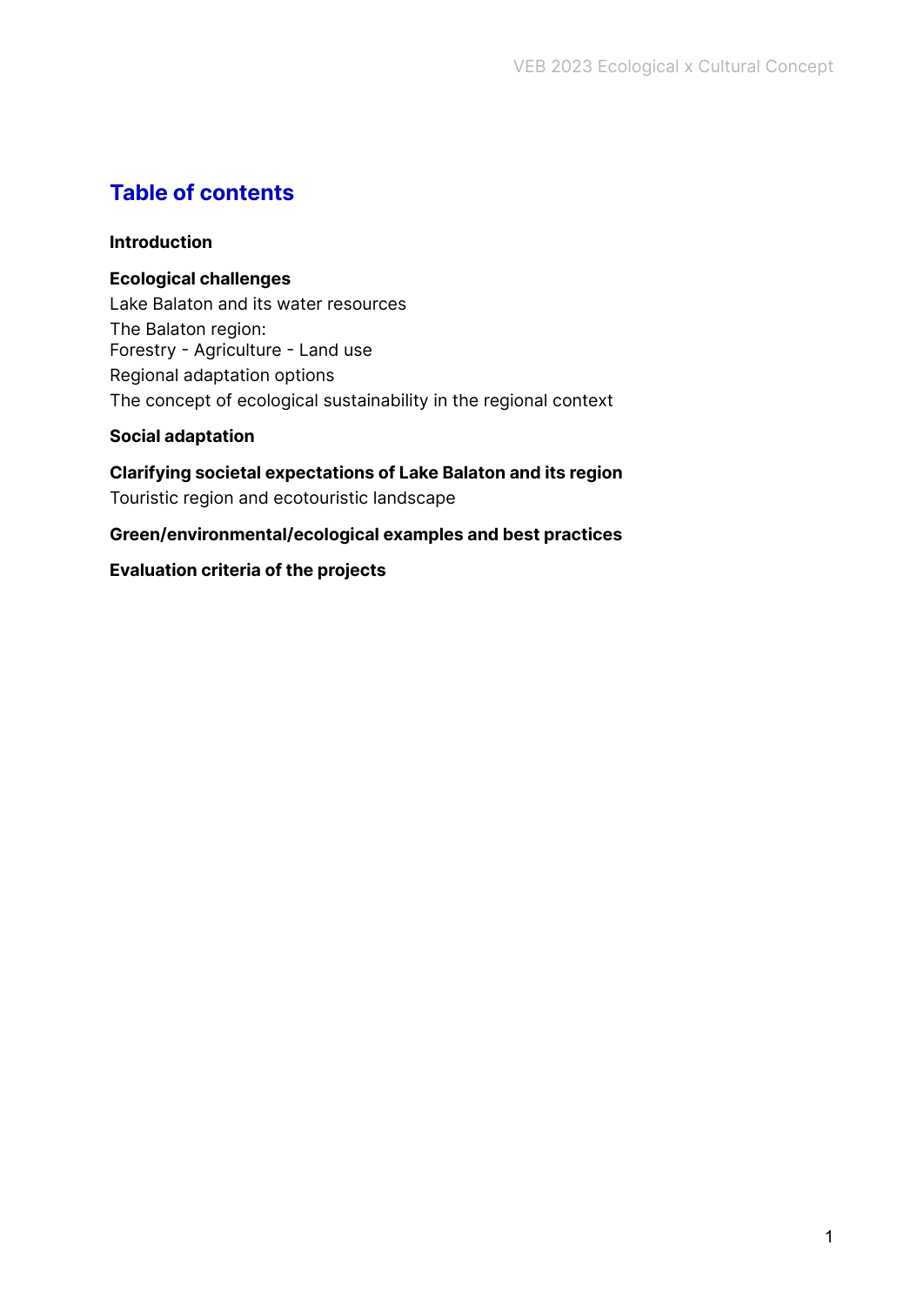# Table of contents

**Introduction**

**Ecological challenges**
Lake Balaton and its water resources
The Balaton region:
Forestry - Agriculture - Land use
Regional adaptation options
The concept of ecological sustainability in the regional context

**Social adaptation**

**Clarifying societal expectations of Lake Balaton and its region**
Touristic region and ecotouristic landscape

**Green/environmental/ecological examples and best practices**

**Evaluation criteria of the projects**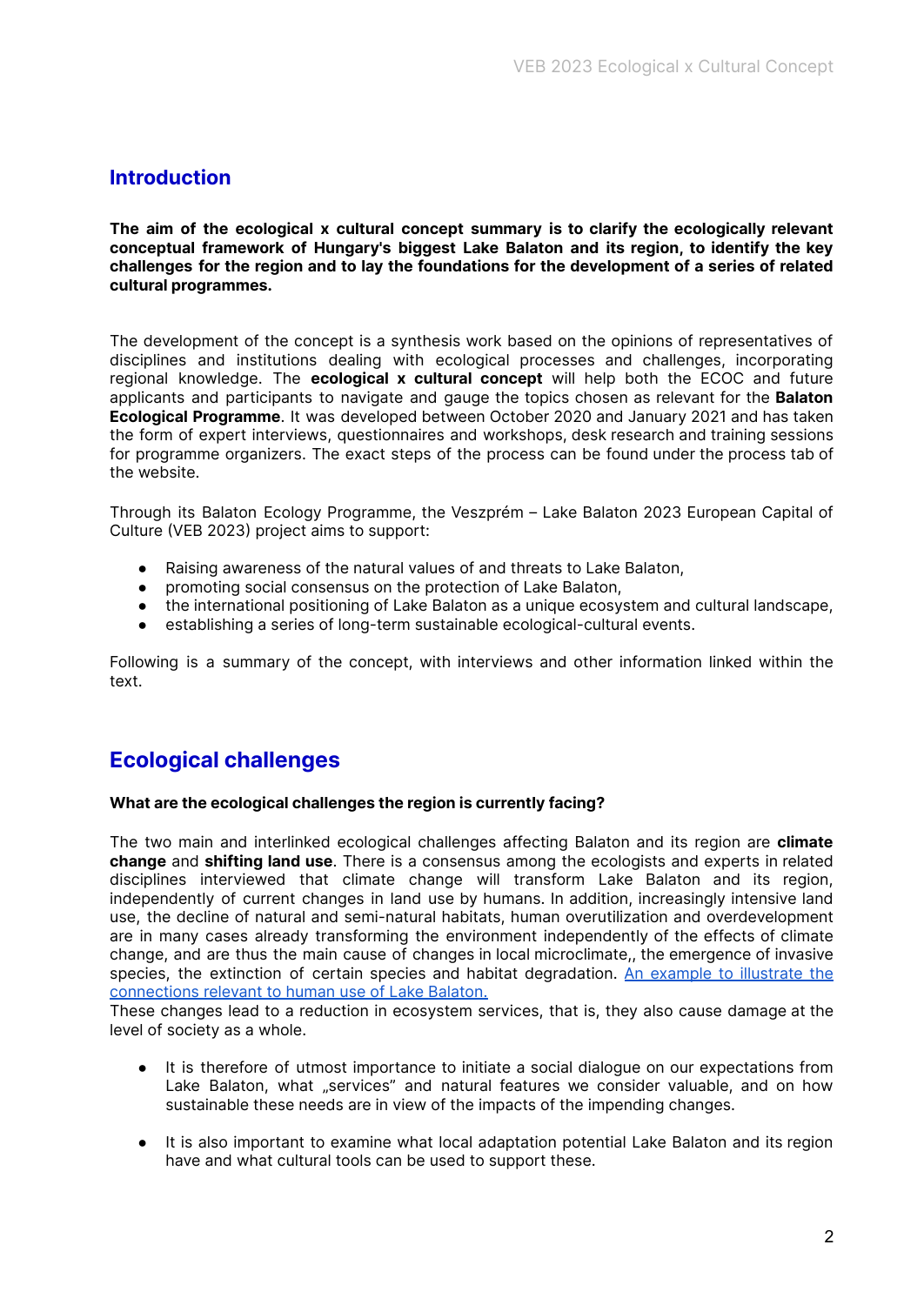## Introduction

**The aim of the ecological x cultural concept summary is to clarify the ecologically relevant conceptual framework of Hungary's biggest Lake Balaton and its region, to identify the key challenges for the region and to lay the foundations for the development of a series of related cultural programmes.**

The development of the concept is a synthesis work based on the opinions of representatives of disciplines and institutions dealing with ecological processes and challenges, incorporating regional knowledge. The **ecological x cultural concept** will help both the ECOC and future applicants and participants to navigate and gauge the topics chosen as relevant for the **Balaton Ecological Programme**. It was developed between October 2020 and January 2021 and has taken the form of expert interviews, questionnaires and workshops, desk research and training sessions for programme organizers. The exact steps of the process can be found under the process tab of the website.

Through its Balaton Ecology Programme, the Veszprém – Lake Balaton 2023 European Capital of Culture (VEB 2023) project aims to support:

- Raising awareness of the natural values of and threats to Lake Balaton,
- promoting social consensus on the protection of Lake Balaton,
- the international positioning of Lake Balaton as a unique ecosystem and cultural landscape,
- establishing a series of long-term sustainable ecological-cultural events.

Following is a summary of the concept, with interviews and other information linked within the text.

## Ecological challenges

**What are the ecological challenges the region is currently facing?**

The two main and interlinked ecological challenges affecting Balaton and its region are **climate change** and **shifting land use**. There is a consensus among the ecologists and experts in related disciplines interviewed that climate change will transform Lake Balaton and its region, independently of current changes in land use by humans. In addition, increasingly intensive land use, the decline of natural and semi-natural habitats, human overutilization and overdevelopment are in many cases already transforming the environment independently of the effects of climate change, and are thus the main cause of changes in local microclimate,, the emergence of invasive species, the extinction of certain species and habitat degradation. [An example to illustrate the connections relevant to human use of Lake Balaton.]
These changes lead to a reduction in ecosystem services, that is, they also cause damage at the level of society as a whole.

- It is therefore of utmost importance to initiate a social dialogue on our expectations from Lake Balaton, what „services" and natural features we consider valuable, and on how sustainable these needs are in view of the impacts of the impending changes.

- It is also important to examine what local adaptation potential Lake Balaton and its region have and what cultural tools can be used to support these.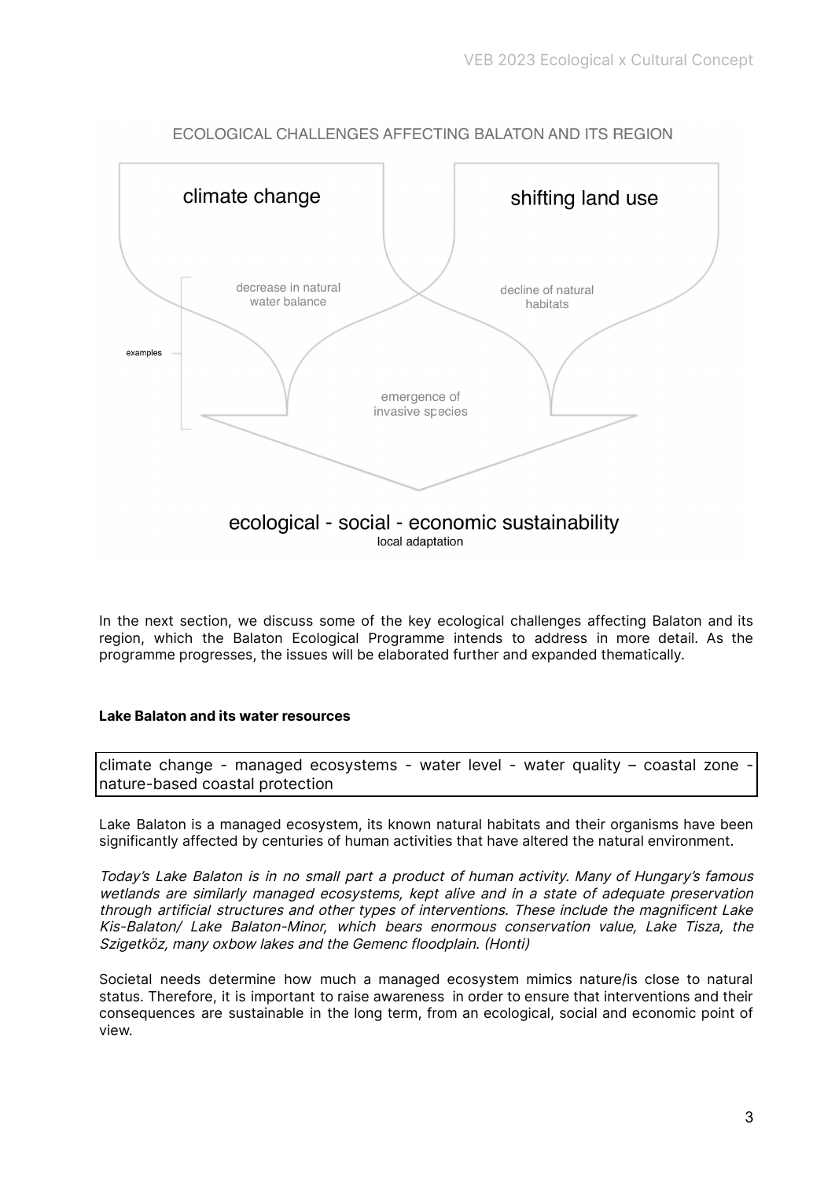ECOLOGICAL CHALLENGES AFFECTING BALATON AND ITS REGION

climate change

shifting land use

examples

decrease in natural water balance

decline of natural habitats

emergence of invasive species

ecological - social - economic sustainability

local adaptation

In the next section, we discuss some of the key ecological challenges affecting Balaton and its region, which the Balaton Ecological Programme intends to address in more detail. As the programme progresses, the issues will be elaborated further and expanded thematically.

**Lake Balaton and its water resources**

climate change - managed ecosystems - water level - water quality – coastal zone - nature-based coastal protection

Lake Balaton is a managed ecosystem, its known natural habitats and their organisms have been significantly affected by centuries of human activities that have altered the natural environment.

*Today's Lake Balaton is in no small part a product of human activity. Many of Hungary's famous wetlands are similarly managed ecosystems, kept alive and in a state of adequate preservation through artificial structures and other types of interventions. These include the magnificent Lake Kis-Balaton/ Lake Balaton-Minor, which bears enormous conservation value, Lake Tisza, the Szigetköz, many oxbow lakes and the Gemenc floodplain. (Honti)*

Societal needs determine how much a managed ecosystem mimics nature/is close to natural status. Therefore, it is important to raise awareness in order to ensure that interventions and their consequences are sustainable in the long term, from an ecological, social and economic point of view.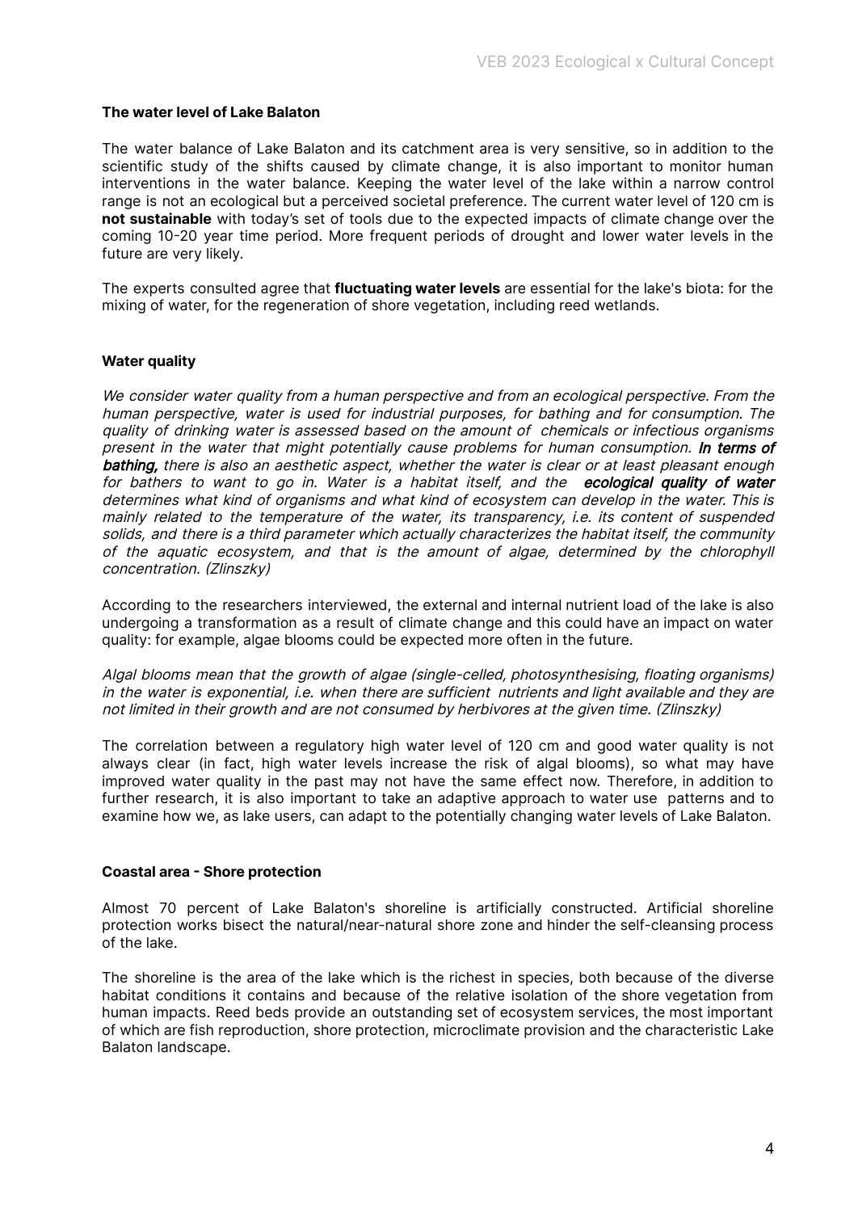**The water level of Lake Balaton**

The water balance of Lake Balaton and its catchment area is very sensitive, so in addition to the scientific study of the shifts caused by climate change, it is also important to monitor human interventions in the water balance. Keeping the water level of the lake within a narrow control range is not an ecological but a perceived societal preference. The current water level of 120 cm is **not sustainable** with today's set of tools due to the expected impacts of climate change over the coming 10-20 year time period. More frequent periods of drought and lower water levels in the future are very likely.

The experts consulted agree that **fluctuating water levels** are essential for the lake's biota: for the mixing of water, for the regeneration of shore vegetation, including reed wetlands.

**Water quality**

*We consider water quality from a human perspective and from an ecological perspective. From the human perspective, water is used for industrial purposes, for bathing and for consumption. The quality of drinking water is assessed based on the amount of chemicals or infectious organisms present in the water that might potentially cause problems for human consumption.* ***In terms of bathing,*** *there is also an aesthetic aspect, whether the water is clear or at least pleasant enough for bathers to want to go in. Water is a habitat itself, and the* ***ecological quality of water*** *determines what kind of organisms and what kind of ecosystem can develop in the water. This is mainly related to the temperature of the water, its transparency, i.e. its content of suspended solids, and there is a third parameter which actually characterizes the habitat itself, the community of the aquatic ecosystem, and that is the amount of algae, determined by the chlorophyll concentration. (Zlinszky)*

According to the researchers interviewed, the external and internal nutrient load of the lake is also undergoing a transformation as a result of climate change and this could have an impact on water quality: for example, algae blooms could be expected more often in the future.

*Algal blooms mean that the growth of algae (single-celled, photosynthesising, floating organisms) in the water is exponential, i.e. when there are sufficient nutrients and light available and they are not limited in their growth and are not consumed by herbivores at the given time. (Zlinszky)*

The correlation between a regulatory high water level of 120 cm and good water quality is not always clear (in fact, high water levels increase the risk of algal blooms), so what may have improved water quality in the past may not have the same effect now. Therefore, in addition to further research, it is also important to take an adaptive approach to water use patterns and to examine how we, as lake users, can adapt to the potentially changing water levels of Lake Balaton.

**Coastal area - Shore protection**

Almost 70 percent of Lake Balaton's shoreline is artificially constructed. Artificial shoreline protection works bisect the natural/near-natural shore zone and hinder the self-cleansing process of the lake.

The shoreline is the area of the lake which is the richest in species, both because of the diverse habitat conditions it contains and because of the relative isolation of the shore vegetation from human impacts. Reed beds provide an outstanding set of ecosystem services, the most important of which are fish reproduction, shore protection, microclimate provision and the characteristic Lake Balaton landscape.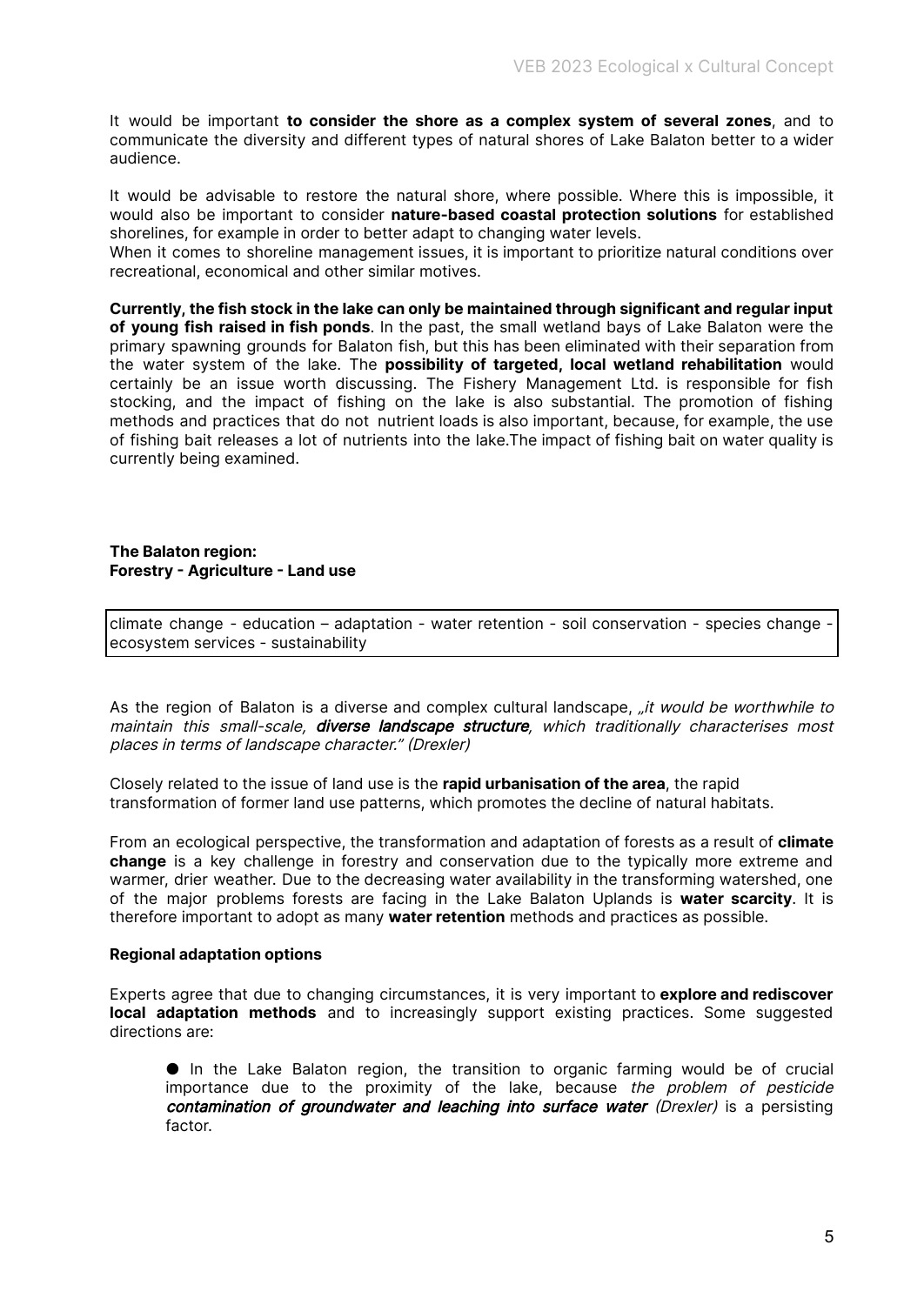It would be important **to consider the shore as a complex system of several zones**, and to communicate the diversity and different types of natural shores of Lake Balaton better to a wider audience.

It would be advisable to restore the natural shore, where possible. Where this is impossible, it would also be important to consider **nature-based coastal protection solutions** for established shorelines, for example in order to better adapt to changing water levels.
When it comes to shoreline management issues, it is important to prioritize natural conditions over recreational, economical and other similar motives.

**Currently, the fish stock in the lake can only be maintained through significant and regular input of young fish raised in fish ponds**. In the past, the small wetland bays of Lake Balaton were the primary spawning grounds for Balaton fish, but this has been eliminated with their separation from the water system of the lake. The **possibility of targeted, local wetland rehabilitation** would certainly be an issue worth discussing. The Fishery Management Ltd. is responsible for fish stocking, and the impact of fishing on the lake is also substantial. The promotion of fishing methods and practices that do not  nutrient loads is also important, because, for example, the use of fishing bait releases a lot of nutrients into the lake.The impact of fishing bait on water quality is currently being examined.

**The Balaton region:**
**Forestry - Agriculture - Land use**

| climate change - education – adaptation - water retention - soil conservation - species change - ecosystem services - sustainability |
|---|

As the region of Balaton is a diverse and complex cultural landscape, *„it would be worthwhile to maintain this small-scale,* ***diverse landscape structure****, which traditionally characterises most places in terms of landscape character." (Drexler)*

Closely related to the issue of land use is the **rapid urbanisation of the area**, the rapid transformation of former land use patterns, which promotes the decline of natural habitats.

From an ecological perspective, the transformation and adaptation of forests as a result of **climate change** is a key challenge in forestry and conservation due to the typically more extreme and warmer, drier weather. Due to the decreasing water availability in the transforming watershed, one of the major problems forests are facing in the Lake Balaton Uplands is **water scarcity**. It is therefore important to adopt as many **water retention** methods and practices as possible.

**Regional adaptation options**

Experts agree that due to changing circumstances, it is very important to **explore and rediscover local adaptation methods** and to increasingly support existing practices. Some suggested directions are:

- In the Lake Balaton region, the transition to organic farming would be of crucial importance due to the proximity of the lake, because *the problem of pesticide* ***contamination of groundwater and leaching into surface water*** *(Drexler)* is a persisting factor.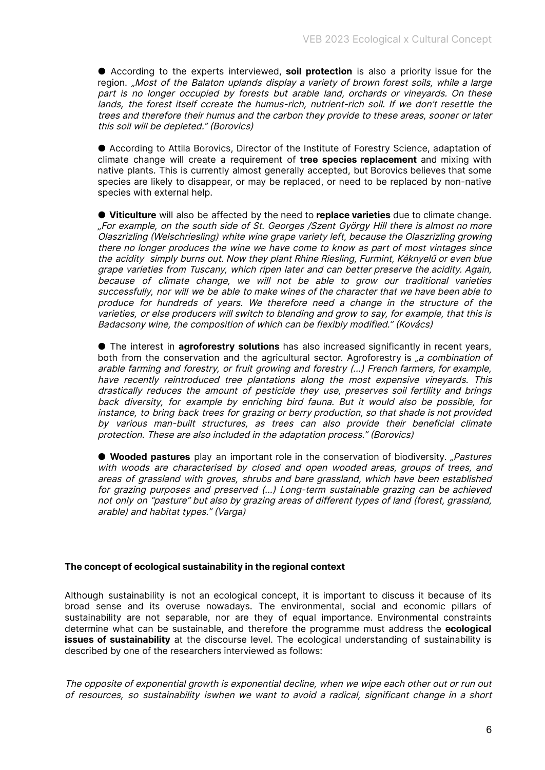- According to the experts interviewed, **soil protection** is also a priority issue for the region. *„Most of the Balaton uplands display a variety of brown forest soils, while a large part is no longer occupied by forests but arable land, orchards or vineyards. On these lands, the forest itself ccreate the humus-rich, nutrient-rich soil. If we don't resettle the trees and therefore their humus and the carbon they provide to these areas, sooner or later this soil will be depleted." (Borovics)*

- According to Attila Borovics, Director of the Institute of Forestry Science, adaptation of climate change will create a requirement of **tree species replacement** and mixing with native plants. This is currently almost generally accepted, but Borovics believes that some species are likely to disappear, or may be replaced, or need to be replaced by non-native species with external help.

- **Viticulture** will also be affected by the need to **replace varieties** due to climate change. *„For example, on the south side of St. Georges /Szent György Hill there is almost no more Olaszrizling (Welschriesling) white wine grape variety left, because the Olaszrizling growing there no longer produces the wine we have come to know as part of most vintages since the acidity simply burns out. Now they plant Rhine Riesling, Furmint, Kéknyelű or even blue grape varieties from Tuscany, which ripen later and can better preserve the acidity. Again, because of climate change, we will not be able to grow our traditional varieties successfully, nor will we be able to make wines of the character that we have been able to produce for hundreds of years. We therefore need a change in the structure of the varieties, or else producers will switch to blending and grow to say, for example, that this is Badacsony wine, the composition of which can be flexibly modified." (Kovács)*

- The interest in **agroforestry solutions** has also increased significantly in recent years, both from the conservation and the agricultural sector. Agroforestry is *„a combination of arable farming and forestry, or fruit growing and forestry (...) French farmers, for example, have recently reintroduced tree plantations along the most expensive vineyards. This drastically reduces the amount of pesticide they use, preserves soil fertility and brings back diversity, for example by enriching bird fauna. But it would also be possible, for instance, to bring back trees for grazing or berry production, so that shade is not provided by various man-built structures, as trees can also provide their beneficial climate protection. These are also included in the adaptation process." (Borovics)*

- **Wooded pastures** play an important role in the conservation of biodiversity. *„Pastures with woods are characterised by closed and open wooded areas, groups of trees, and areas of grassland with groves, shrubs and bare grassland, which have been established for grazing purposes and preserved (...) Long-term sustainable grazing can be achieved not only on "pasture" but also by grazing areas of different types of land (forest, grassland, arable) and habitat types." (Varga)*

**The concept of ecological sustainability in the regional context**

Although sustainability is not an ecological concept, it is important to discuss it because of its broad sense and its overuse nowadays. The environmental, social and economic pillars of sustainability are not separable, nor are they of equal importance. Environmental constraints determine what can be sustainable, and therefore the programme must address the **ecological issues of sustainability** at the discourse level. The ecological understanding of sustainability is described by one of the researchers interviewed as follows:

*The opposite of exponential growth is exponential decline, when we wipe each other out or run out of resources, so sustainability iswhen we want to avoid a radical, significant change in a short*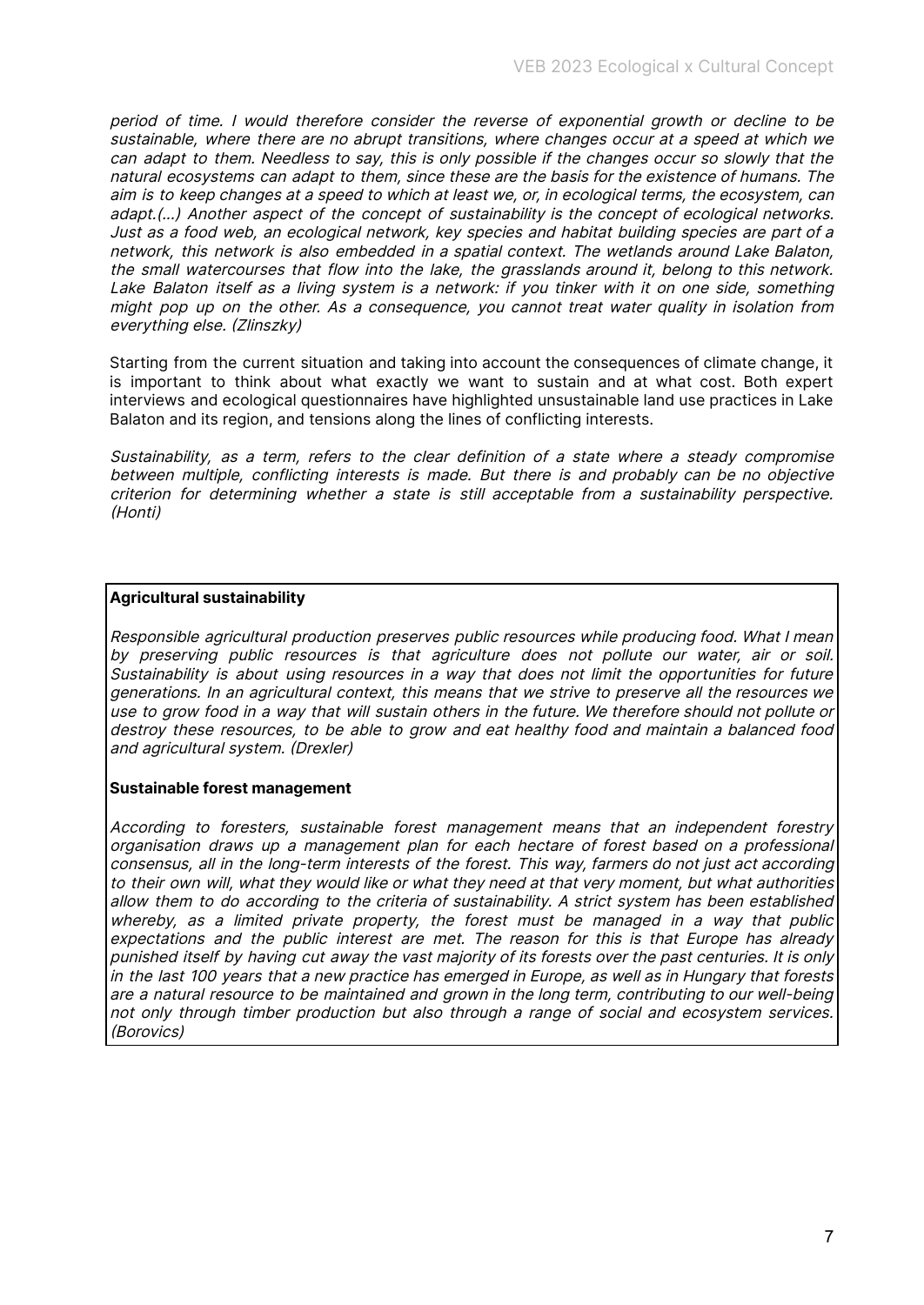*period of time. I would therefore consider the reverse of exponential growth or decline to be sustainable, where there are no abrupt transitions, where changes occur at a speed at which we can adapt to them. Needless to say, this is only possible if the changes occur so slowly that the natural ecosystems can adapt to them, since these are the basis for the existence of humans. The aim is to keep changes at a speed to which at least we, or, in ecological terms, the ecosystem, can adapt.(...) Another aspect of the concept of sustainability is the concept of ecological networks. Just as a food web, an ecological network, key species and habitat building species are part of a network, this network is also embedded in a spatial context. The wetlands around Lake Balaton, the small watercourses that flow into the lake, the grasslands around it, belong to this network. Lake Balaton itself as a living system is a network: if you tinker with it on one side, something might pop up on the other. As a consequence, you cannot treat water quality in isolation from everything else. (Zlinszky)*

Starting from the current situation and taking into account the consequences of climate change, it is important to think about what exactly we want to sustain and at what cost. Both expert interviews and ecological questionnaires have highlighted unsustainable land use practices in Lake Balaton and its region, and tensions along the lines of conflicting interests.

*Sustainability, as a term, refers to the clear definition of a state where a steady compromise between multiple, conflicting interests is made. But there is and probably can be no objective criterion for determining whether a state is still acceptable from a sustainability perspective. (Honti)*

**Agricultural sustainability**

*Responsible agricultural production preserves public resources while producing food. What I mean by preserving public resources is that agriculture does not pollute our water, air or soil. Sustainability is about using resources in a way that does not limit the opportunities for future generations. In an agricultural context, this means that we strive to preserve all the resources we use to grow food in a way that will sustain others in the future. We therefore should not pollute or destroy these resources, to be able to grow and eat healthy food and maintain a balanced food and agricultural system. (Drexler)*

**Sustainable forest management**

*According to foresters, sustainable forest management means that an independent forestry organisation draws up a management plan for each hectare of forest based on a professional consensus, all in the long-term interests of the forest. This way, farmers do not just act according to their own will, what they would like or what they need at that very moment, but what authorities allow them to do according to the criteria of sustainability. A strict system has been established whereby, as a limited private property, the forest must be managed in a way that public expectations and the public interest are met. The reason for this is that Europe has already punished itself by having cut away the vast majority of its forests over the past centuries. It is only in the last 100 years that a new practice has emerged in Europe, as well as in Hungary that forests are a natural resource to be maintained and grown in the long term, contributing to our well-being not only through timber production but also through a range of social and ecosystem services. (Borovics)*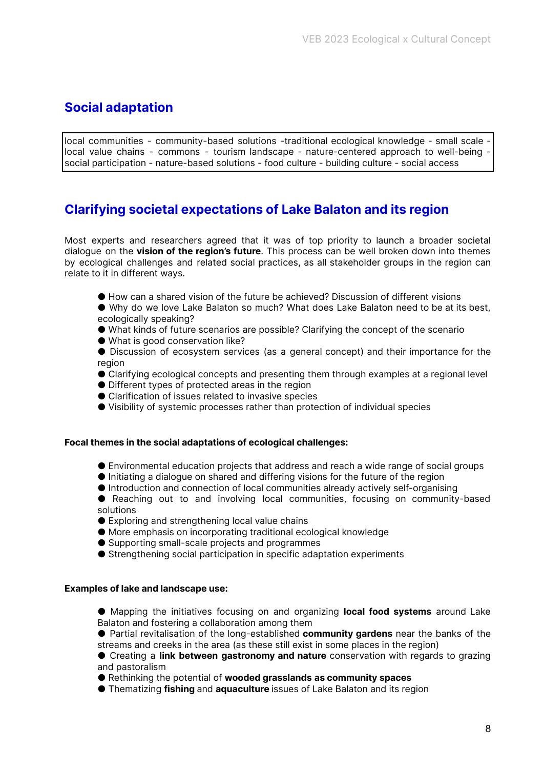## Social adaptation

local communities - community-based solutions -traditional ecological knowledge - small scale - local value chains - commons - tourism landscape - nature-centered approach to well-being - social participation - nature-based solutions - food culture - building culture - social access

## Clarifying societal expectations of Lake Balaton and its region

Most experts and researchers agreed that it was of top priority to launch a broader societal dialogue on the **vision of the region's future**. This process can be well broken down into themes by ecological challenges and related social practices, as all stakeholder groups in the region can relate to it in different ways.

- How can a shared vision of the future be achieved? Discussion of different visions
- Why do we love Lake Balaton so much? What does Lake Balaton need to be at its best, ecologically speaking?
- What kinds of future scenarios are possible? Clarifying the concept of the scenario
- What is good conservation like?
- Discussion of ecosystem services (as a general concept) and their importance for the region
- Clarifying ecological concepts and presenting them through examples at a regional level
- Different types of protected areas in the region
- Clarification of issues related to invasive species
- Visibility of systemic processes rather than protection of individual species

**Focal themes in the social adaptations of ecological challenges:**

- Environmental education projects that address and reach a wide range of social groups
- Initiating a dialogue on shared and differing visions for the future of the region
- Introduction and connection of local communities already actively self-organising
- Reaching out to and involving local communities, focusing on community-based solutions
- Exploring and strengthening local value chains
- More emphasis on incorporating traditional ecological knowledge
- Supporting small-scale projects and programmes
- Strengthening social participation in specific adaptation experiments

**Examples of lake and landscape use:**

- Mapping the initiatives focusing on and organizing **local food systems** around Lake Balaton and fostering a collaboration among them
- Partial revitalisation of the long-established **community gardens** near the banks of the streams and creeks in the area (as these still exist in some places in the region)
- Creating a **link between gastronomy and nature** conservation with regards to grazing and pastoralism
- Rethinking the potential of **wooded grasslands as community spaces**
- Thematizing **fishing** and **aquaculture** issues of Lake Balaton and its region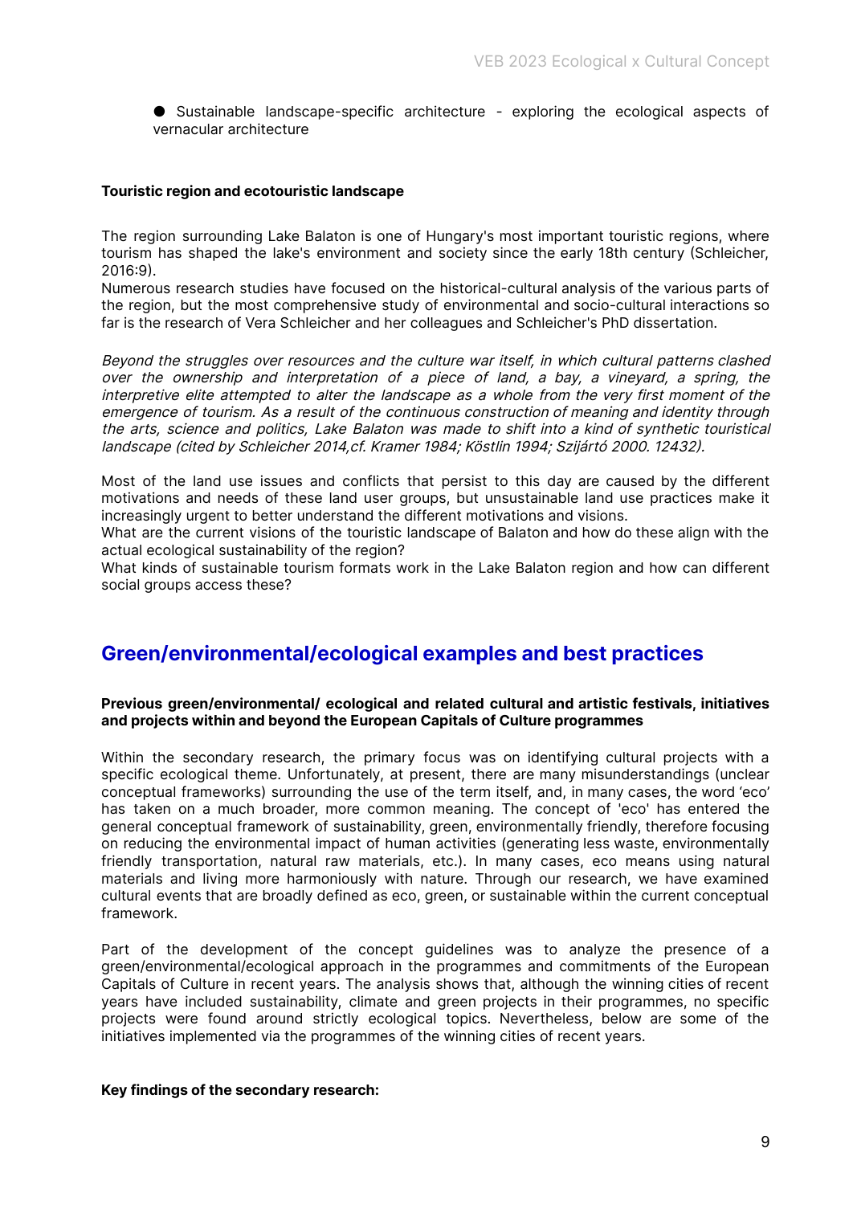- Sustainable landscape-specific architecture - exploring the ecological aspects of vernacular architecture

**Touristic region and ecotouristic landscape**

The region surrounding Lake Balaton is one of Hungary's most important touristic regions, where tourism has shaped the lake's environment and society since the early 18th century (Schleicher, 2016:9).
Numerous research studies have focused on the historical-cultural analysis of the various parts of the region, but the most comprehensive study of environmental and socio-cultural interactions so far is the research of Vera Schleicher and her colleagues and Schleicher's PhD dissertation.

*Beyond the struggles over resources and the culture war itself, in which cultural patterns clashed over the ownership and interpretation of a piece of land, a bay, a vineyard, a spring, the interpretive elite attempted to alter the landscape as a whole from the very first moment of the emergence of tourism. As a result of the continuous construction of meaning and identity through the arts, science and politics, Lake Balaton was made to shift into a kind of synthetic touristical landscape (cited by Schleicher 2014,cf. Kramer 1984; Köstlin 1994; Szijártó 2000. 12432).*

Most of the land use issues and conflicts that persist to this day are caused by the different motivations and needs of these land user groups, but unsustainable land use practices make it increasingly urgent to better understand the different motivations and visions.
What are the current visions of the touristic landscape of Balaton and how do these align with the actual ecological sustainability of the region?
What kinds of sustainable tourism formats work in the Lake Balaton region and how can different social groups access these?

## Green/environmental/ecological examples and best practices

**Previous green/environmental/ ecological and related cultural and artistic festivals, initiatives and projects within and beyond the European Capitals of Culture programmes**

Within the secondary research, the primary focus was on identifying cultural projects with a specific ecological theme. Unfortunately, at present, there are many misunderstandings (unclear conceptual frameworks) surrounding the use of the term itself, and, in many cases, the word 'eco' has taken on a much broader, more common meaning. The concept of 'eco' has entered the general conceptual framework of sustainability, green, environmentally friendly, therefore focusing on reducing the environmental impact of human activities (generating less waste, environmentally friendly transportation, natural raw materials, etc.). In many cases, eco means using natural materials and living more harmoniously with nature. Through our research, we have examined cultural events that are broadly defined as eco, green, or sustainable within the current conceptual framework.

Part of the development of the concept guidelines was to analyze the presence of a green/environmental/ecological approach in the programmes and commitments of the European Capitals of Culture in recent years. The analysis shows that, although the winning cities of recent years have included sustainability, climate and green projects in their programmes, no specific projects were found around strictly ecological topics. Nevertheless, below are some of the initiatives implemented via the programmes of the winning cities of recent years.

**Key findings of the secondary research:**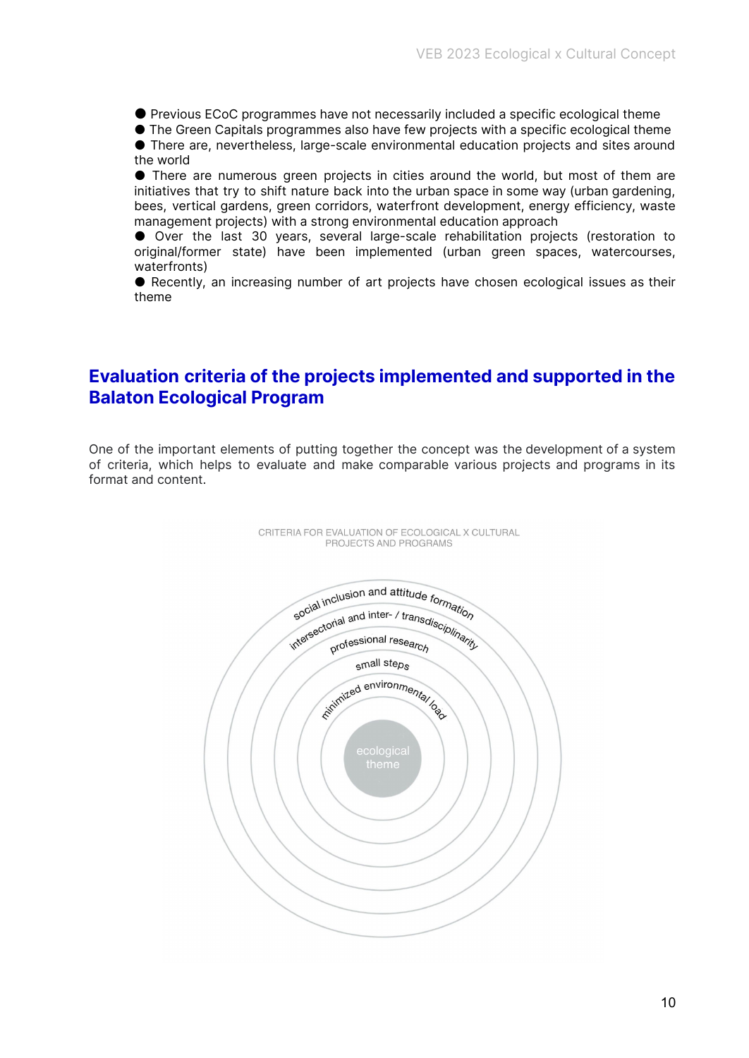- Previous ECoC programmes have not necessarily included a specific ecological theme
- The Green Capitals programmes also have few projects with a specific ecological theme
- There are, nevertheless, large-scale environmental education projects and sites around the world
- There are numerous green projects in cities around the world, but most of them are initiatives that try to shift nature back into the urban space in some way (urban gardening, bees, vertical gardens, green corridors, waterfront development, energy efficiency, waste management projects) with a strong environmental education approach
- Over the last 30 years, several large-scale rehabilitation projects (restoration to original/former state) have been implemented (urban green spaces, watercourses, waterfronts)
- Recently, an increasing number of art projects have chosen ecological issues as their theme

## Evaluation criteria of the projects implemented and supported in the Balaton Ecological Program

One of the important elements of putting together the concept was the development of a system of criteria, which helps to evaluate and make comparable various projects and programs in its format and content.

CRITERIA FOR EVALUATION OF ECOLOGICAL X CULTURAL PROJECTS AND PROGRAMS

social inclusion and attitude formation

intersectorial and inter- / transdisciplinarity

professional research

small steps

minimized environmental load

ecological theme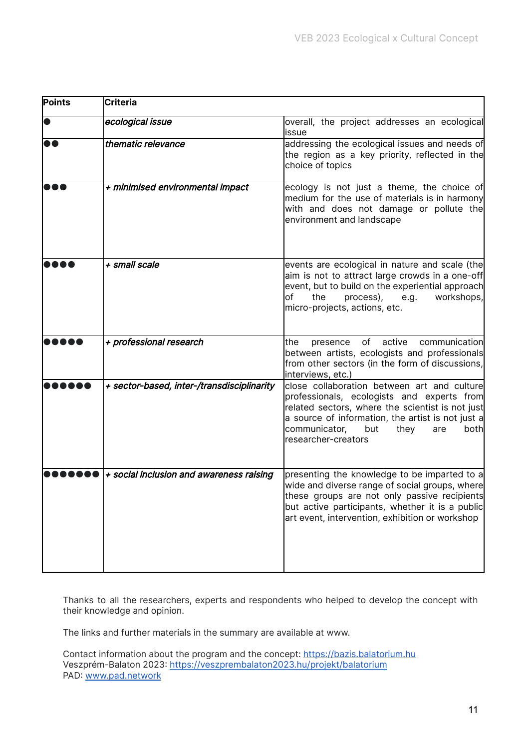| Points | Criteria | |
|---|---|---|
| ● | *ecological issue* | overall, the project addresses an ecological issue |
| ●● | *thematic relevance* | addressing the ecological issues and needs of the region as a key priority, reflected in the choice of topics |
| ●●● | *+ minimised environmental impact* | ecology is not just a theme, the choice of medium for the use of materials is in harmony with and does not damage or pollute the environment and landscape |
| ●●●● | *+ small scale* | events are ecological in nature and scale (the aim is not to attract large crowds in a one-off event, but to build on the experiential approach of the process), e.g. workshops, micro-projects, actions, etc. |
| ●●●●● | *+ professional research* | the presence of active communication between artists, ecologists and professionals from other sectors (in the form of discussions, interviews, etc.) |
| ●●●●●● | *+ sector-based, inter-/transdisciplinarity* | close collaboration between art and culture professionals, ecologists and experts from related sectors, where the scientist is not just a source of information, the artist is not just a communicator, but they are both researcher-creators |
| ●●●●●●● | *+ social inclusion and awareness raising* | presenting the knowledge to be imparted to a wide and diverse range of social groups, where these groups are not only passive recipients but active participants, whether it is a public art event, intervention, exhibition or workshop |

Thanks to all the researchers, experts and respondents who helped to develop the concept with their knowledge and opinion.

The links and further materials in the summary are available at www.

Contact information about the program and the concept: [https://bazis.balatorium.hu](https://bazis.balatorium.hu)
Veszprém-Balaton 2023: [https://veszprembalaton2023.hu/projekt/balatorium](https://veszprembalaton2023.hu/projekt/balatorium)
PAD: [www.pad.network](http://www.pad.network)